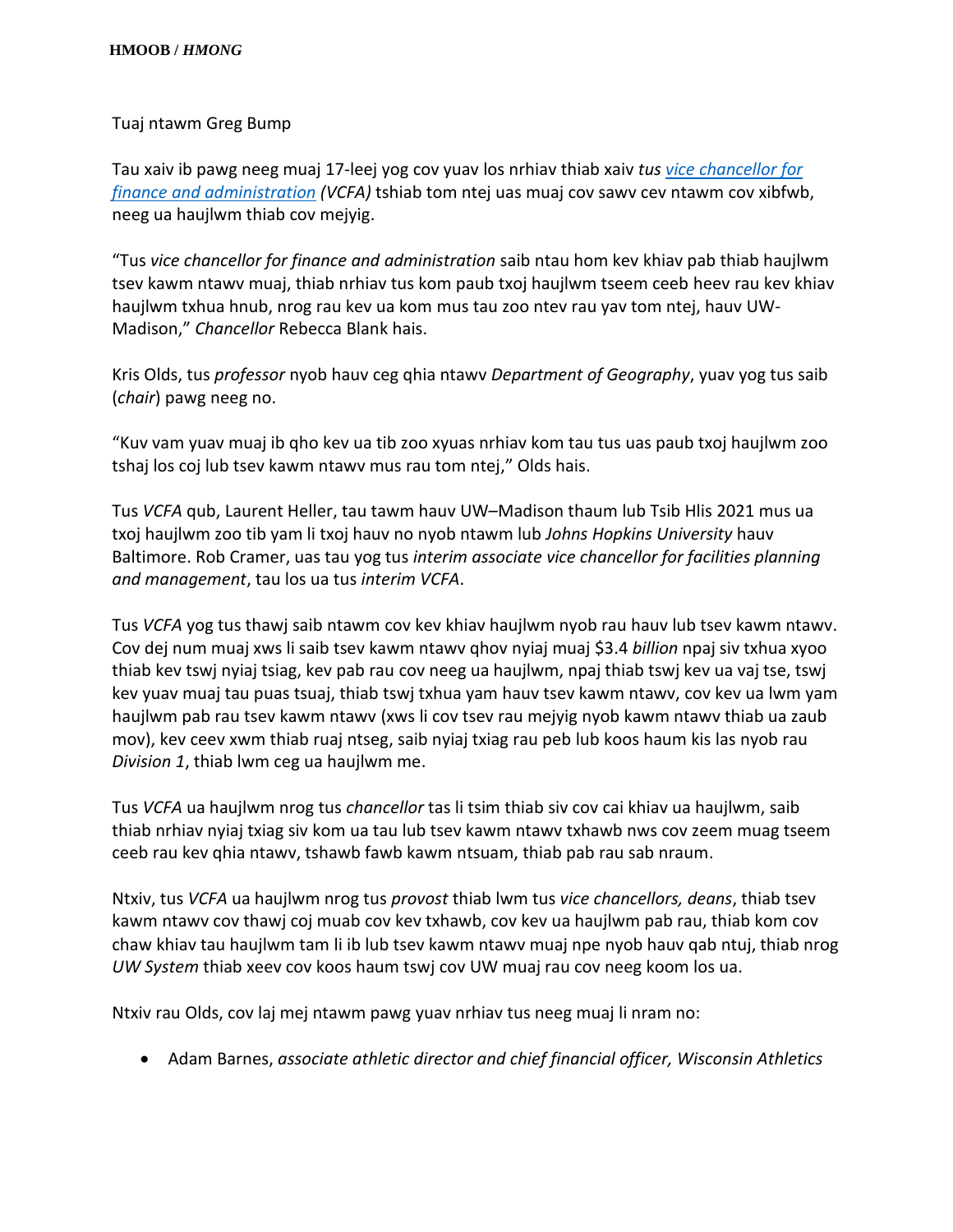**HMOOB / *HMONG***

Tuaj ntawm Greg Bump

Tau xaiv ib pawg neeg muaj 17-leej yog cov yuav los nrhiav thiab xaiv *tus* *vice chancellor for finance and administration* *(VCFA)* tshiab tom ntej uas muaj cov sawv cev ntawm cov xibfwb, neeg ua haujlwm thiab cov mejyig.

"Tus *vice chancellor for finance and administration* saib ntau hom kev khiav pab thiab haujlwm tsev kawm ntawv muaj, thiab nrhiav tus kom paub txoj haujlwm tseem ceeb heev rau kev khiav haujlwm txhua hnub, nrog rau kev ua kom mus tau zoo ntev rau yav tom ntej, hauv UW-Madison," *Chancellor* Rebecca Blank hais.

Kris Olds, tus *professor* nyob hauv ceg qhia ntawv *Department of Geography*, yuav yog tus saib (*chair*) pawg neeg no.

"Kuv vam yuav muaj ib qho kev ua tib zoo xyuas nrhiav kom tau tus uas paub txoj haujlwm zoo tshaj los coj lub tsev kawm ntawv mus rau tom ntej," Olds hais.

Tus *VCFA* qub, Laurent Heller, tau tawm hauv UW–Madison thaum lub Tsib Hlis 2021 mus ua txoj haujlwm zoo tib yam li txoj hauv no nyob ntawm lub *Johns Hopkins University* hauv Baltimore. Rob Cramer, uas tau yog tus *interim associate vice chancellor for facilities planning and management*, tau los ua tus *interim VCFA*.

Tus *VCFA* yog tus thawj saib ntawm cov kev khiav haujlwm nyob rau hauv lub tsev kawm ntawv. Cov dej num muaj xws li saib tsev kawm ntawv qhov nyiaj muaj $3.4 *billion* npaj siv txhua xyoo thiab kev tswj nyiaj tsiag, kev pab rau cov neeg ua haujlwm, npaj thiab tswj kev ua vaj tse, tswj kev yuav muaj tau puas tsuaj, thiab tswj txhua yam hauv tsev kawm ntawv, cov kev ua lwm yam haujlwm pab rau tsev kawm ntawv (xws li cov tsev rau mejyig nyob kawm ntawv thiab ua zaub mov), kev ceev xwm thiab ruaj ntseg, saib nyiaj txiag rau peb lub koos haum kis las nyob rau *Division 1*, thiab lwm ceg ua haujlwm me.

Tus *VCFA* ua haujlwm nrog tus *chancellor* tas li tsim thiab siv cov cai khiav ua haujlwm, saib thiab nrhiav nyiaj txiag siv kom ua tau lub tsev kawm ntawv txhawb nws cov zeem muag tseem ceeb rau kev qhia ntawv, tshawb fawb kawm ntsuam, thiab pab rau sab nraum.

Ntxiv, tus *VCFA* ua haujlwm nrog tus *provost* thiab lwm tus *vice chancellors, deans*, thiab tsev kawm ntawv cov thawj coj muab cov kev txhawb, cov kev ua haujlwm pab rau, thiab kom cov chaw khiav tau haujlwm tam li ib lub tsev kawm ntawv muaj npe nyob hauv qab ntuj, thiab nrog *UW System* thiab xeev cov koos haum tswj cov UW muaj rau cov neeg koom los ua.

Ntxiv rau Olds, cov laj mej ntawm pawg yuav nrhiav tus neeg muaj li nram no:

- Adam Barnes, *associate athletic director and chief financial officer, Wisconsin Athletics*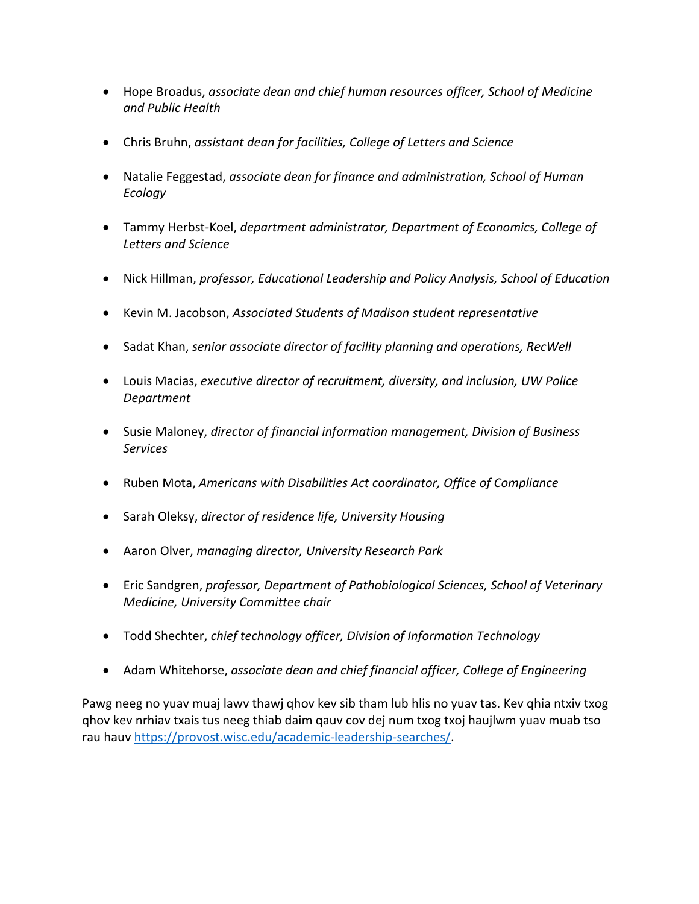- Hope Broadus, *associate dean and chief human resources officer, School of Medicine and Public Health*
- Chris Bruhn, *assistant dean for facilities, College of Letters and Science*
- Natalie Feggestad, *associate dean for finance and administration, School of Human Ecology*
- Tammy Herbst-Koel, *department administrator, Department of Economics, College of Letters and Science*
- Nick Hillman, *professor, Educational Leadership and Policy Analysis, School of Education*
- Kevin M. Jacobson, *Associated Students of Madison student representative*
- Sadat Khan, *senior associate director of facility planning and operations, RecWell*
- Louis Macias, *executive director of recruitment, diversity, and inclusion, UW Police Department*
- Susie Maloney, *director of financial information management, Division of Business Services*
- Ruben Mota, *Americans with Disabilities Act coordinator, Office of Compliance*
- Sarah Oleksy, *director of residence life, University Housing*
- Aaron Olver, *managing director, University Research Park*
- Eric Sandgren, *professor, Department of Pathobiological Sciences, School of Veterinary Medicine, University Committee chair*
- Todd Shechter, *chief technology officer, Division of Information Technology*
- Adam Whitehorse, *associate dean and chief financial officer, College of Engineering*

Pawg neeg no yuav muaj lawv thawj qhov kev sib tham lub hlis no yuav tas. Kev qhia ntxiv txog qhov kev nrhiav txais tus neeg thiab daim qauv cov dej num txog txoj haujlwm yuav muab tso rau hauv https://provost.wisc.edu/academic-leadership-searches/.